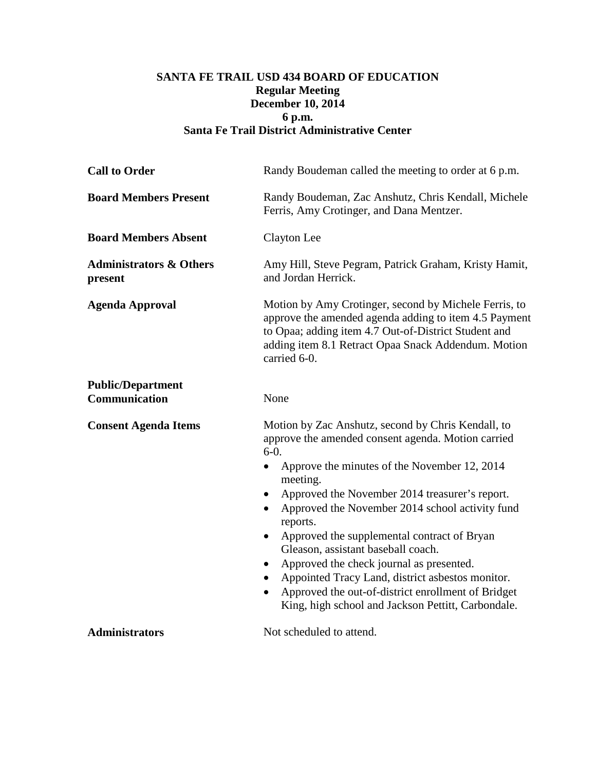# SANTA FE TRAIL USD 434 BOARD OF EDUCATION

**Regular Meeting**
**December 10, 2014**
**6 p.m.**
**Santa Fe Trail District Administrative Center**

**Call to Order**
Randy Boudeman called the meeting to order at 6 p.m.

**Board Members Present**
Randy Boudeman, Zac Anshutz, Chris Kendall, Michele Ferris, Amy Crotinger, and Dana Mentzer.

**Board Members Absent**
Clayton Lee

**Administrators & Others present**
Amy Hill, Steve Pegram, Patrick Graham, Kristy Hamit, and Jordan Herrick.

**Agenda Approval**
Motion by Amy Crotinger, second by Michele Ferris, to approve the amended agenda adding to item 4.5 Payment to Opaa; adding item 4.7 Out-of-District Student and adding item 8.1 Retract Opaa Snack Addendum. Motion carried 6-0.

**Public/Department Communication**
None

**Consent Agenda Items**
Motion by Zac Anshutz, second by Chris Kendall, to approve the amended consent agenda. Motion carried 6-0.

- Approve the minutes of the November 12, 2014 meeting.
- Approved the November 2014 treasurer's report.
- Approved the November 2014 school activity fund reports.
- Approved the supplemental contract of Bryan Gleason, assistant baseball coach.
- Approved the check journal as presented.
- Appointed Tracy Land, district asbestos monitor.
- Approved the out-of-district enrollment of Bridget King, high school and Jackson Pettitt, Carbondale.

**Administrators**
Not scheduled to attend.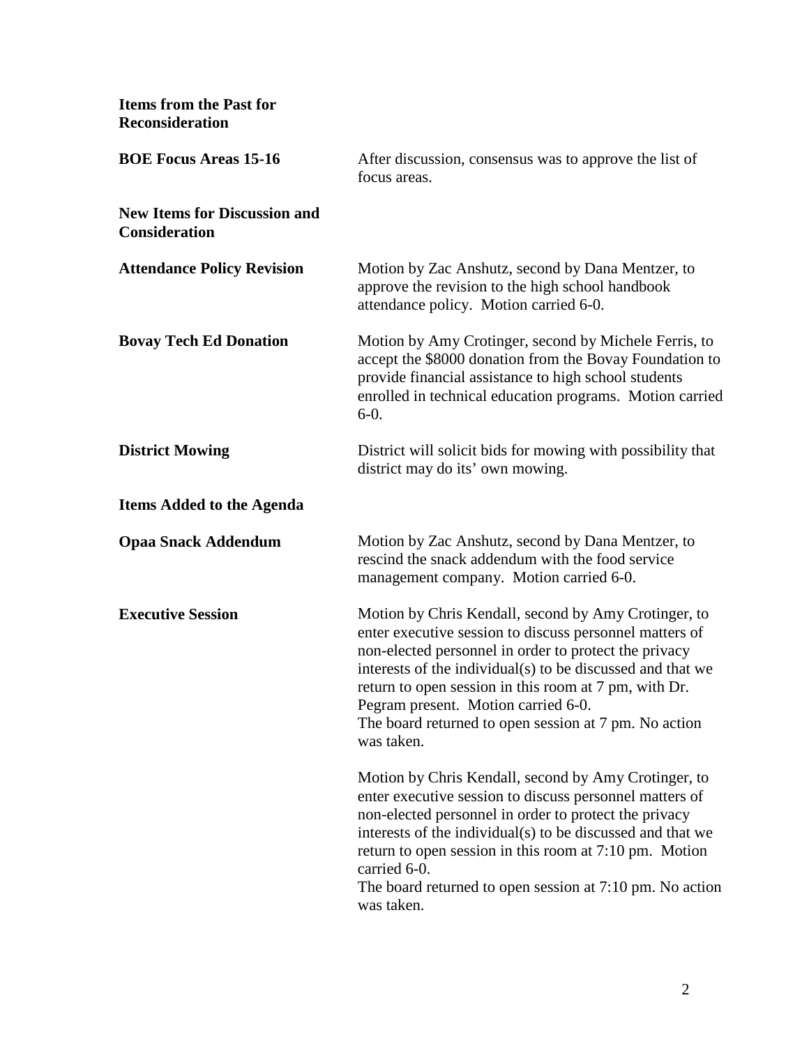## Items from the Past for Reconsideration

**BOE Focus Areas 15-16**

After discussion, consensus was to approve the list of focus areas.

## New Items for Discussion and Consideration

**Attendance Policy Revision**

Motion by Zac Anshutz, second by Dana Mentzer, to approve the revision to the high school handbook attendance policy. Motion carried 6-0.

**Bovay Tech Ed Donation**

Motion by Amy Crotinger, second by Michele Ferris, to accept the $8000 donation from the Bovay Foundation to provide financial assistance to high school students enrolled in technical education programs. Motion carried 6-0.

**District Mowing**

District will solicit bids for mowing with possibility that district may do its' own mowing.

## Items Added to the Agenda

**Opaa Snack Addendum**

Motion by Zac Anshutz, second by Dana Mentzer, to rescind the snack addendum with the food service management company. Motion carried 6-0.

**Executive Session**

Motion by Chris Kendall, second by Amy Crotinger, to enter executive session to discuss personnel matters of non-elected personnel in order to protect the privacy interests of the individual(s) to be discussed and that we return to open session in this room at 7 pm, with Dr. Pegram present. Motion carried 6-0.
The board returned to open session at 7 pm. No action was taken.

Motion by Chris Kendall, second by Amy Crotinger, to enter executive session to discuss personnel matters of non-elected personnel in order to protect the privacy interests of the individual(s) to be discussed and that we return to open session in this room at 7:10 pm. Motion carried 6-0.
The board returned to open session at 7:10 pm. No action was taken.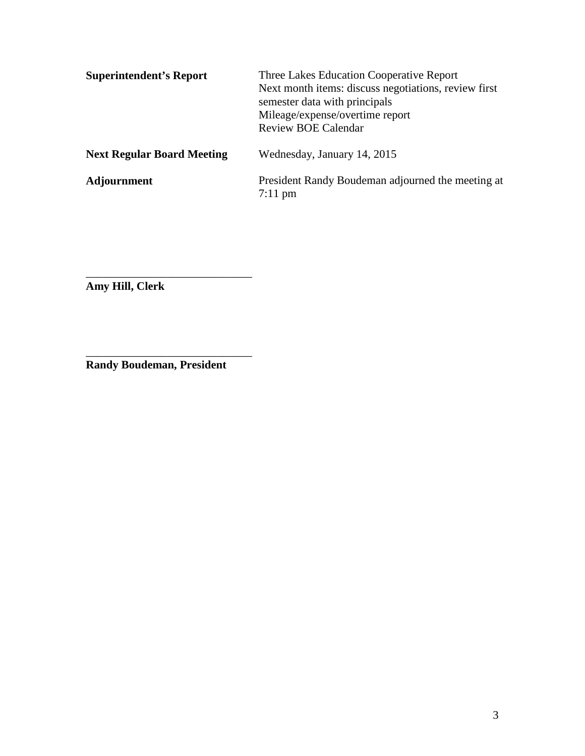| | |
|---|---|
| **Superintendent's Report** | Three Lakes Education Cooperative Report<br>Next month items: discuss negotiations, review first semester data with principals<br>Mileage/expense/overtime report<br>Review BOE Calendar |
| **Next Regular Board Meeting** | Wednesday, January 14, 2015 |
| **Adjournment** | President Randy Boudeman adjourned the meeting at 7:11 pm |

______________________________
**Amy Hill, Clerk**

______________________________
**Randy Boudeman, President**